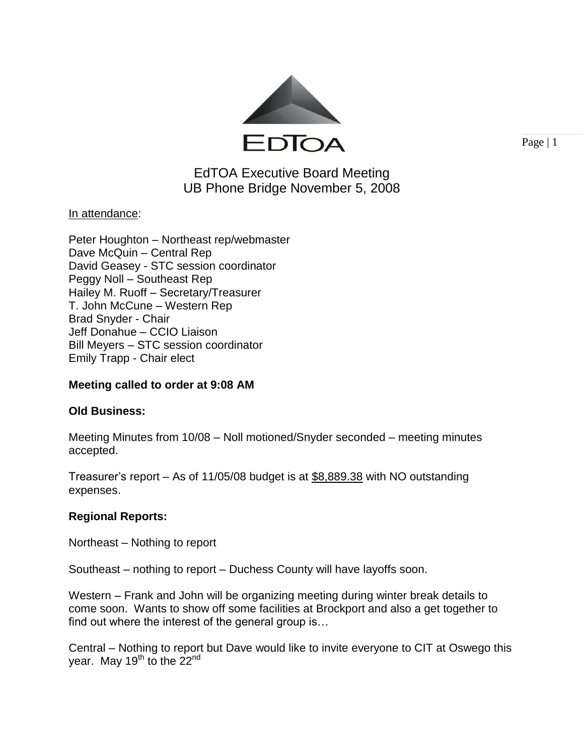EdTOA

# EdTOA Executive Board Meeting
## UB Phone Bridge November 5, 2008

In attendance:

Peter Houghton – Northeast rep/webmaster
Dave McQuin – Central Rep
David Geasey - STC session coordinator
Peggy Noll – Southeast Rep
Hailey M. Ruoff – Secretary/Treasurer
T. John McCune – Western Rep
Brad Snyder - Chair
Jeff Donahue – CCIO Liaison
Bill Meyers – STC session coordinator
Emily Trapp - Chair elect

**Meeting called to order at 9:08 AM**

**Old Business:**

Meeting Minutes from 10/08 – Noll motioned/Snyder seconded – meeting minutes accepted.

Treasurer's report – As of 11/05/08 budget is at $8,889.38 with NO outstanding expenses.

**Regional Reports:**

Northeast – Nothing to report

Southeast – nothing to report – Duchess County will have layoffs soon.

Western – Frank and John will be organizing meeting during winter break details to come soon. Wants to show off some facilities at Brockport and also a get together to find out where the interest of the general group is…

Central – Nothing to report but Dave would like to invite everyone to CIT at Oswego this year. May 19th to the 22nd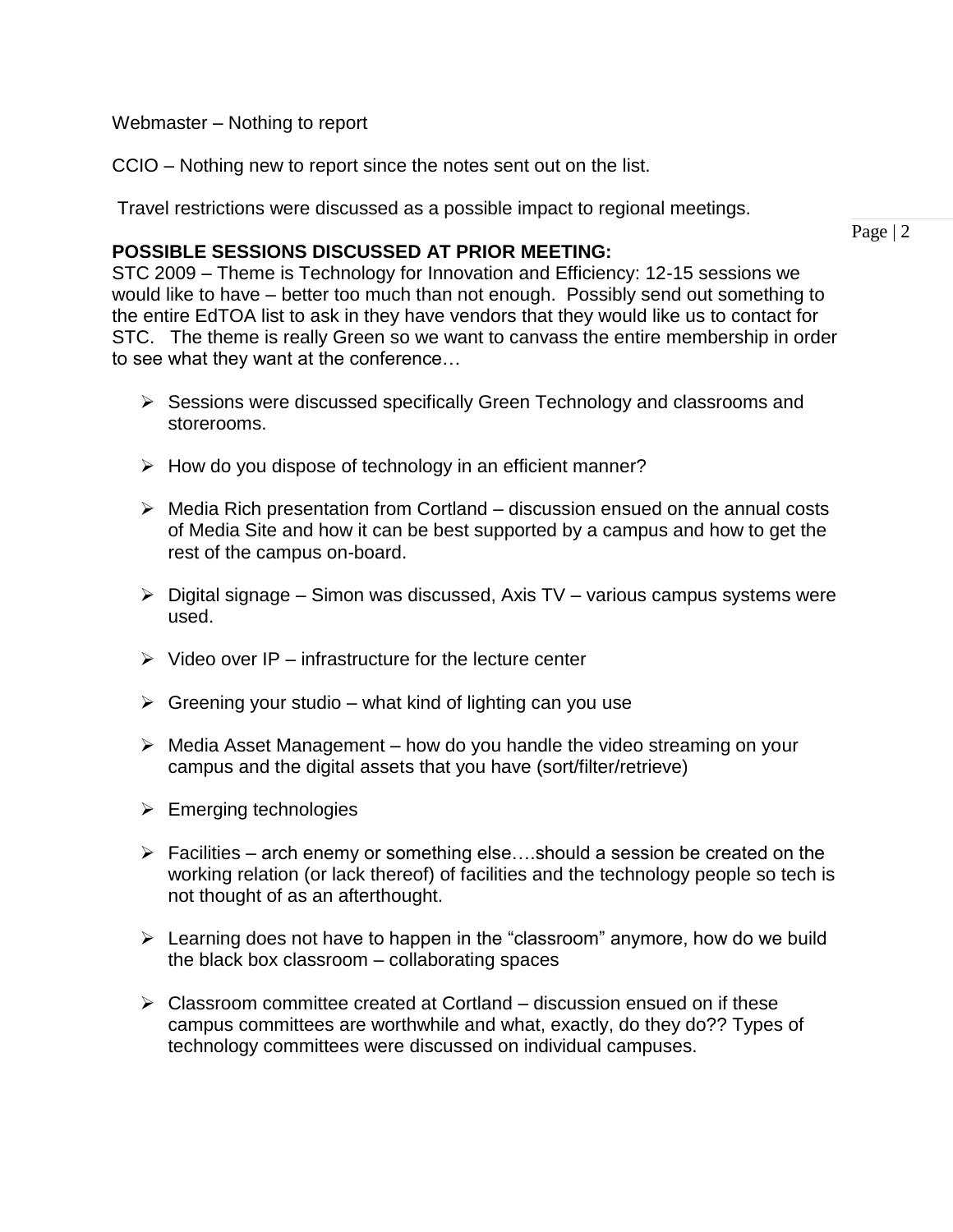Webmaster – Nothing to report

CCIO – Nothing new to report since the notes sent out on the list.

Travel restrictions were discussed as a possible impact to regional meetings.

**POSSIBLE SESSIONS DISCUSSED AT PRIOR MEETING:**

STC 2009 – Theme is Technology for Innovation and Efficiency: 12-15 sessions we would like to have – better too much than not enough. Possibly send out something to the entire EdTOA list to ask in they have vendors that they would like us to contact for STC. The theme is really Green so we want to canvass the entire membership in order to see what they want at the conference…

- Sessions were discussed specifically Green Technology and classrooms and storerooms.
- How do you dispose of technology in an efficient manner?
- Media Rich presentation from Cortland – discussion ensued on the annual costs of Media Site and how it can be best supported by a campus and how to get the rest of the campus on-board.
- Digital signage – Simon was discussed, Axis TV – various campus systems were used.
- Video over IP – infrastructure for the lecture center
- Greening your studio – what kind of lighting can you use
- Media Asset Management – how do you handle the video streaming on your campus and the digital assets that you have (sort/filter/retrieve)
- Emerging technologies
- Facilities – arch enemy or something else….should a session be created on the working relation (or lack thereof) of facilities and the technology people so tech is not thought of as an afterthought.
- Learning does not have to happen in the "classroom" anymore, how do we build the black box classroom – collaborating spaces
- Classroom committee created at Cortland – discussion ensued on if these campus committees are worthwhile and what, exactly, do they do?? Types of technology committees were discussed on individual campuses.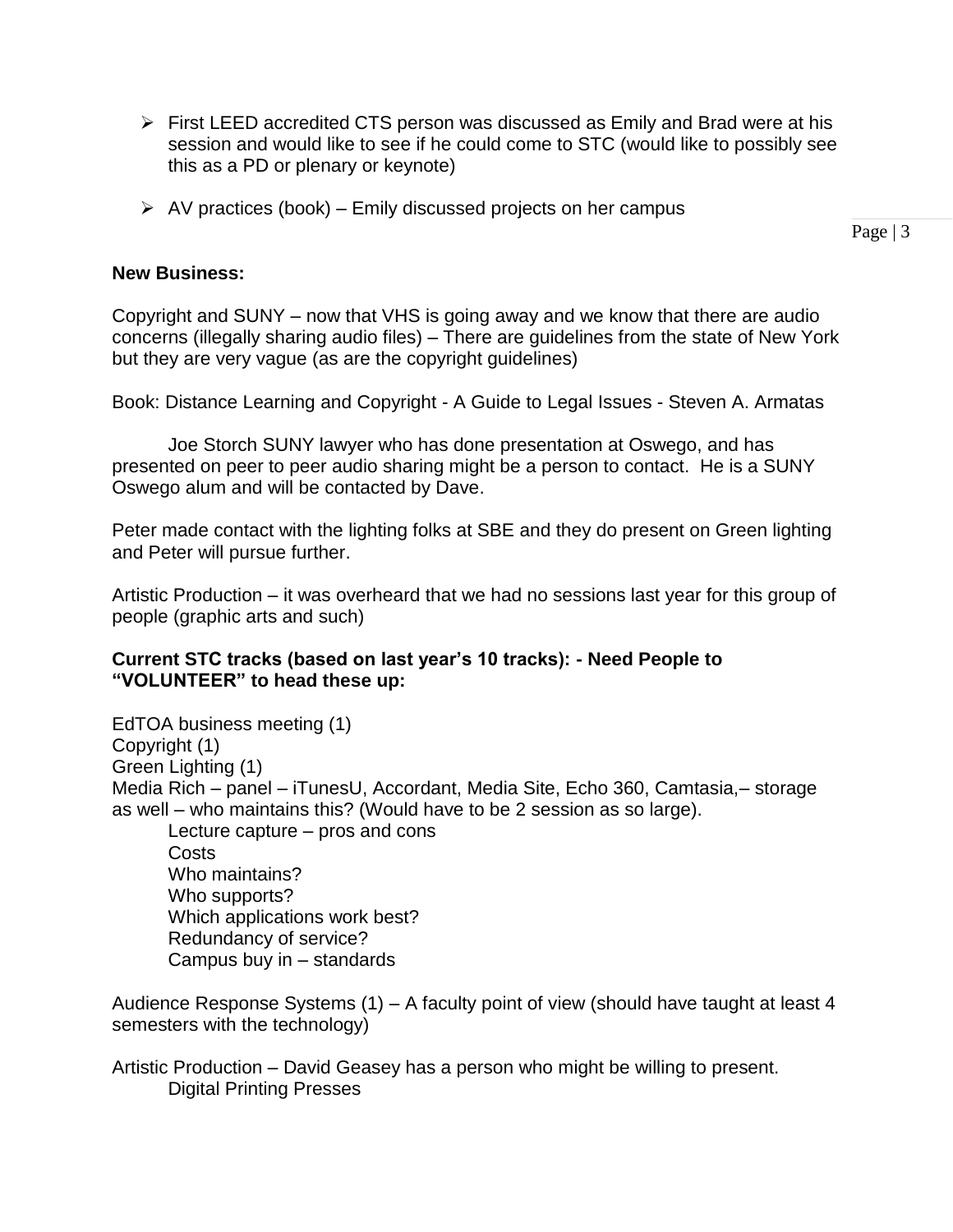- First LEED accredited CTS person was discussed as Emily and Brad were at his session and would like to see if he could come to STC (would like to possibly see this as a PD or plenary or keynote)

- AV practices (book) – Emily discussed projects on her campus

**New Business:**

Copyright and SUNY – now that VHS is going away and we know that there are audio concerns (illegally sharing audio files) – There are guidelines from the state of New York but they are very vague (as are the copyright guidelines)

Book: Distance Learning and Copyright - A Guide to Legal Issues - Steven A. Armatas

Joe Storch SUNY lawyer who has done presentation at Oswego, and has presented on peer to peer audio sharing might be a person to contact. He is a SUNY Oswego alum and will be contacted by Dave.

Peter made contact with the lighting folks at SBE and they do present on Green lighting and Peter will pursue further.

Artistic Production – it was overheard that we had no sessions last year for this group of people (graphic arts and such)

**Current STC tracks (based on last year's 10 tracks): - Need People to "VOLUNTEER" to head these up:**

EdTOA business meeting (1)
Copyright (1)
Green Lighting (1)
Media Rich – panel – iTunesU, Accordant, Media Site, Echo 360, Camtasia,– storage as well – who maintains this? (Would have to be 2 session as so large).

Lecture capture – pros and cons
Costs
Who maintains?
Who supports?
Which applications work best?
Redundancy of service?
Campus buy in – standards

Audience Response Systems (1) – A faculty point of view (should have taught at least 4 semesters with the technology)

Artistic Production – David Geasey has a person who might be willing to present.
Digital Printing Presses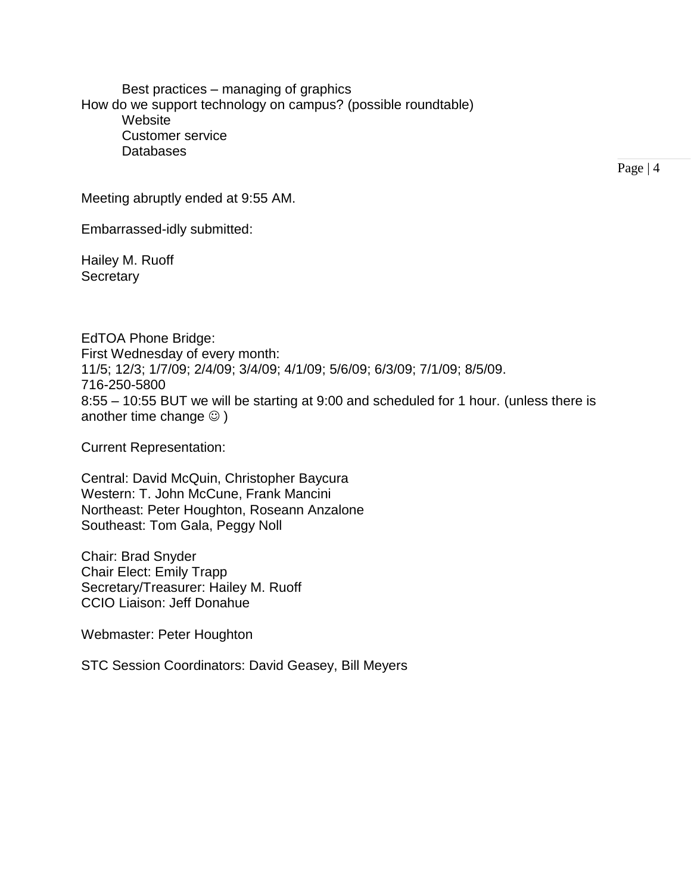Best practices – managing of graphics

How do we support technology on campus? (possible roundtable)

- Website
- Customer service
- Databases

Meeting abruptly ended at 9:55 AM.

Embarrassed-idly submitted:

Hailey M. Ruoff
Secretary

EdTOA Phone Bridge:
First Wednesday of every month:
11/5; 12/3; 1/7/09; 2/4/09; 3/4/09; 4/1/09; 5/6/09; 6/3/09; 7/1/09; 8/5/09.
716-250-5800
8:55 – 10:55 BUT we will be starting at 9:00 and scheduled for 1 hour. (unless there is another time change ☺ )

Current Representation:

Central: David McQuin, Christopher Baycura
Western: T. John McCune, Frank Mancini
Northeast: Peter Houghton, Roseann Anzalone
Southeast: Tom Gala, Peggy Noll

Chair: Brad Snyder
Chair Elect: Emily Trapp
Secretary/Treasurer: Hailey M. Ruoff
CCIO Liaison: Jeff Donahue

Webmaster: Peter Houghton

STC Session Coordinators: David Geasey, Bill Meyers